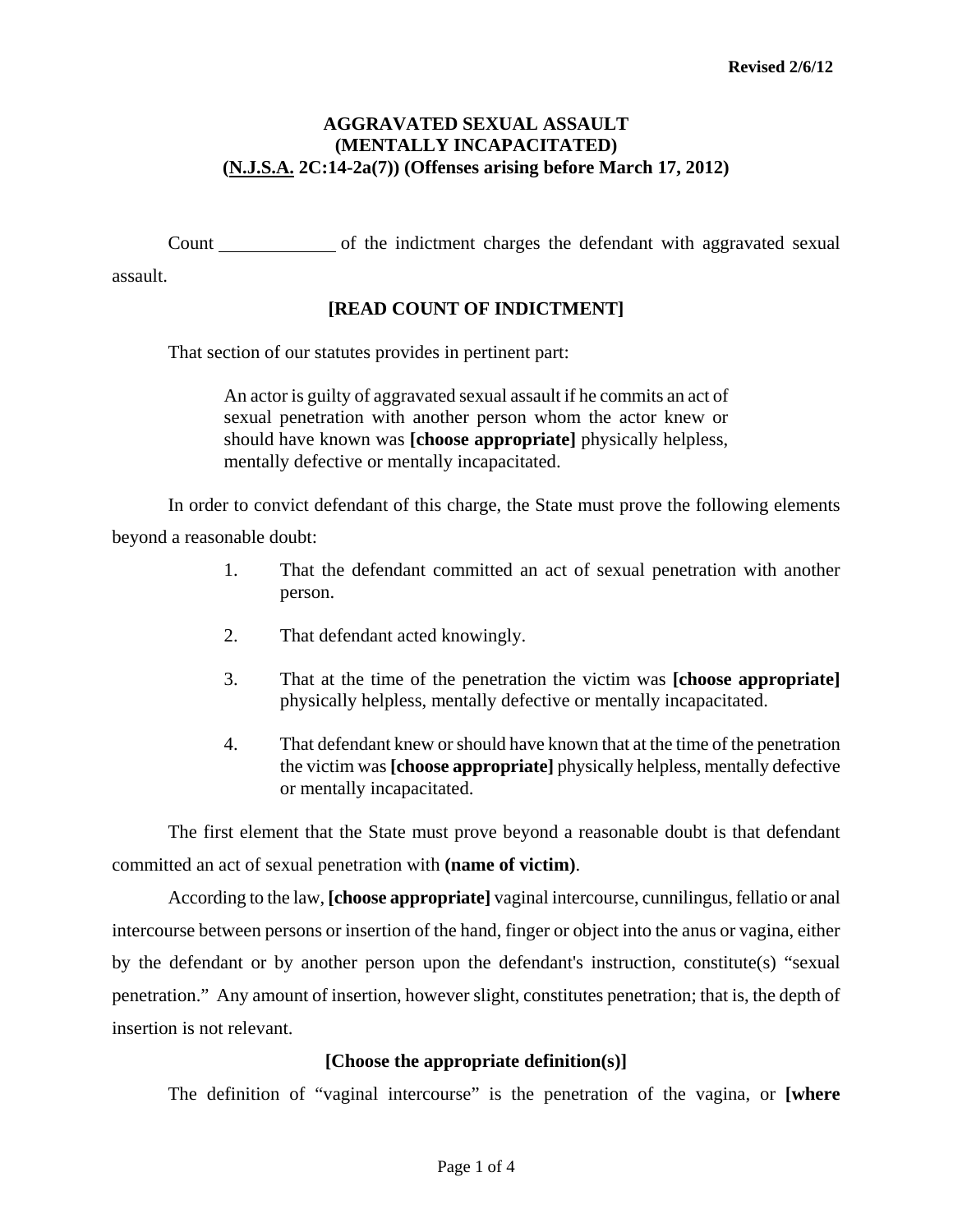Revised 2/6/12

# AGGRAVATED SEXUAL ASSAULT (MENTALLY INCAPACITATED) (N.J.S.A. 2C:14-2a(7)) (Offenses arising before March 17, 2012)

Count \_\_\_\_\_\_\_\_\_\_\_\_ of the indictment charges the defendant with aggravated sexual assault.

**[READ COUNT OF INDICTMENT]**

That section of our statutes provides in pertinent part:

> An actor is guilty of aggravated sexual assault if he commits an act of sexual penetration with another person whom the actor knew or should have known was **[choose appropriate]** physically helpless, mentally defective or mentally incapacitated.

In order to convict defendant of this charge, the State must prove the following elements beyond a reasonable doubt:

1. That the defendant committed an act of sexual penetration with another person.
2. That defendant acted knowingly.
3. That at the time of the penetration the victim was **[choose appropriate]** physically helpless, mentally defective or mentally incapacitated.
4. That defendant knew or should have known that at the time of the penetration the victim was **[choose appropriate]** physically helpless, mentally defective or mentally incapacitated.

The first element that the State must prove beyond a reasonable doubt is that defendant committed an act of sexual penetration with **(name of victim)**.

According to the law, **[choose appropriate]** vaginal intercourse, cunnilingus, fellatio or anal intercourse between persons or insertion of the hand, finger or object into the anus or vagina, either by the defendant or by another person upon the defendant's instruction, constitute(s) "sexual penetration." Any amount of insertion, however slight, constitutes penetration; that is, the depth of insertion is not relevant.

**[Choose the appropriate definition(s)]**

The definition of "vaginal intercourse" is the penetration of the vagina, or **[where**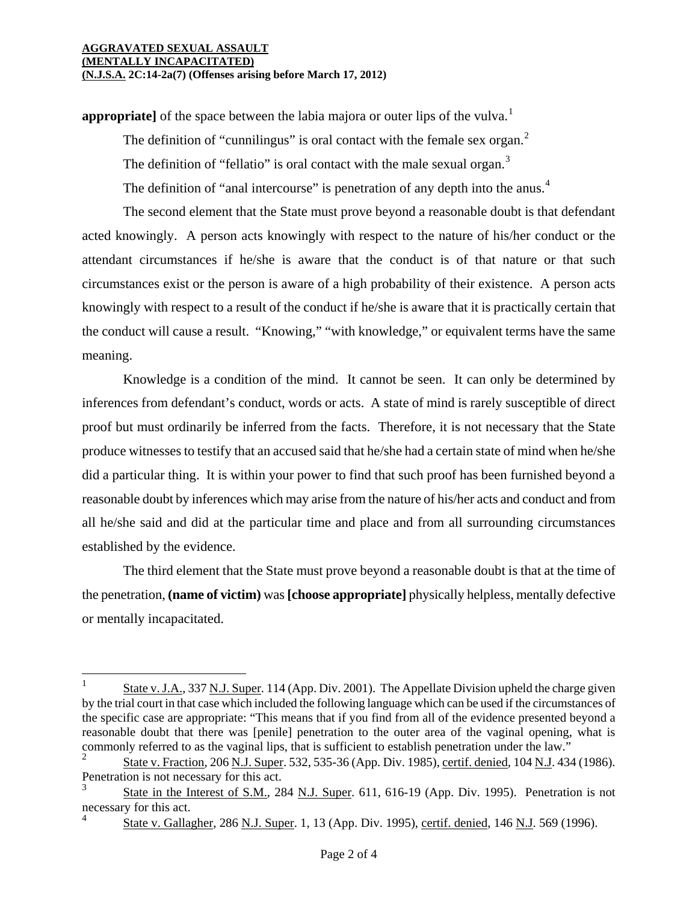**appropriate]** of the space between the labia majora or outer lips of the vulva.[1]

The definition of "cunnilingus" is oral contact with the female sex organ.[2]

The definition of "fellatio" is oral contact with the male sexual organ.[3]

The definition of "anal intercourse" is penetration of any depth into the anus.[4]

The second element that the State must prove beyond a reasonable doubt is that defendant acted knowingly. A person acts knowingly with respect to the nature of his/her conduct or the attendant circumstances if he/she is aware that the conduct is of that nature or that such circumstances exist or the person is aware of a high probability of their existence. A person acts knowingly with respect to a result of the conduct if he/she is aware that it is practically certain that the conduct will cause a result. "Knowing," "with knowledge," or equivalent terms have the same meaning.

Knowledge is a condition of the mind. It cannot be seen. It can only be determined by inferences from defendant's conduct, words or acts. A state of mind is rarely susceptible of direct proof but must ordinarily be inferred from the facts. Therefore, it is not necessary that the State produce witnesses to testify that an accused said that he/she had a certain state of mind when he/she did a particular thing. It is within your power to find that such proof has been furnished beyond a reasonable doubt by inferences which may arise from the nature of his/her acts and conduct and from all he/she said and did at the particular time and place and from all surrounding circumstances established by the evidence.

The third element that the State must prove beyond a reasonable doubt is that at the time of the penetration, **(name of victim)** was **[choose appropriate]** physically helpless, mentally defective or mentally incapacitated.

---

[1] State v. J.A., 337 N.J. Super. 114 (App. Div. 2001). The Appellate Division upheld the charge given by the trial court in that case which included the following language which can be used if the circumstances of the specific case are appropriate: "This means that if you find from all of the evidence presented beyond a reasonable doubt that there was [penile] penetration to the outer area of the vaginal opening, what is commonly referred to as the vaginal lips, that is sufficient to establish penetration under the law."

[2] State v. Fraction, 206 N.J. Super. 532, 535-36 (App. Div. 1985), certif. denied, 104 N.J. 434 (1986). Penetration is not necessary for this act.

[3] State in the Interest of S.M., 284 N.J. Super. 611, 616-19 (App. Div. 1995). Penetration is not necessary for this act.

[4] State v. Gallagher, 286 N.J. Super. 1, 13 (App. Div. 1995), certif. denied, 146 N.J. 569 (1996).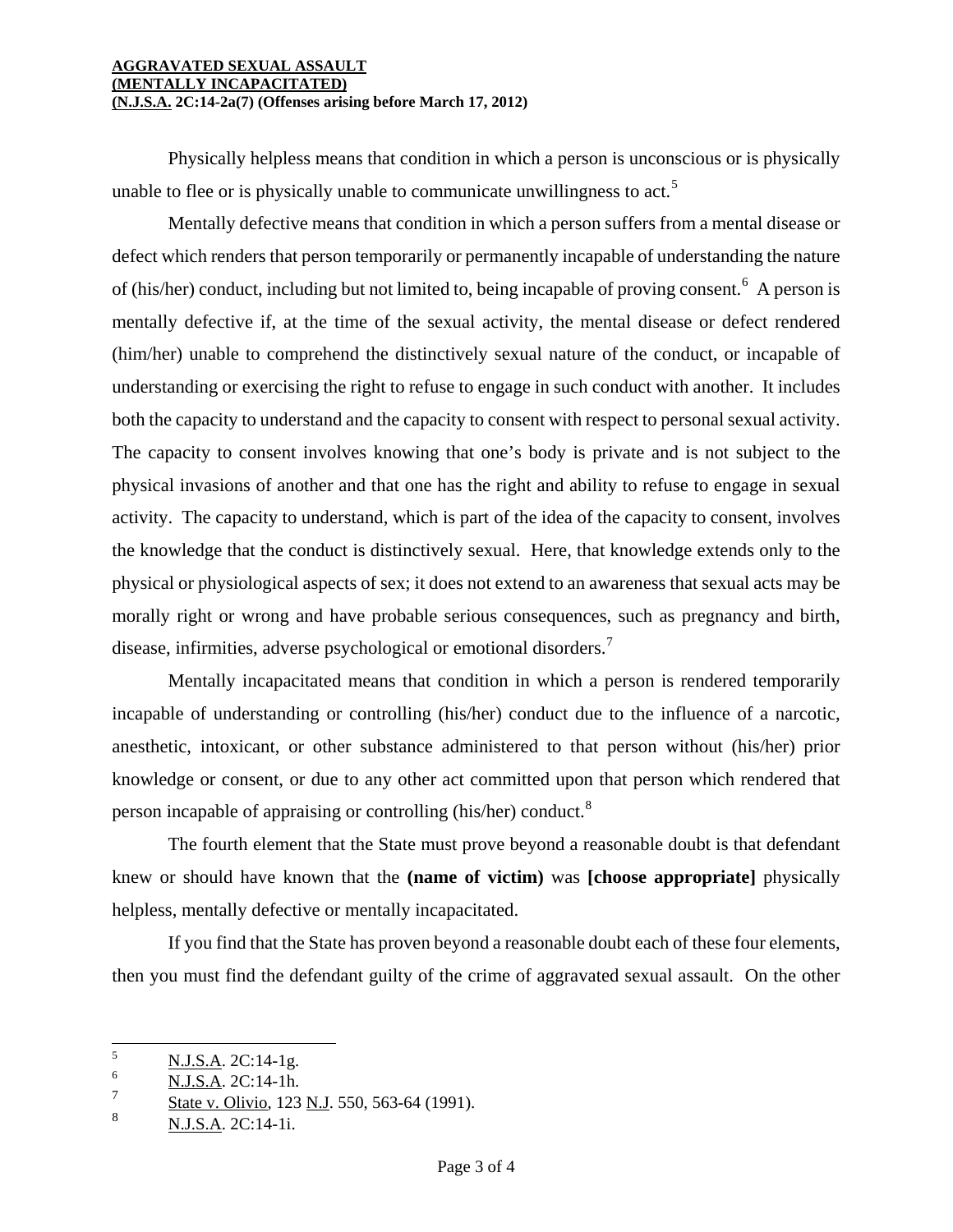Physically helpless means that condition in which a person is unconscious or is physically unable to flee or is physically unable to communicate unwillingness to act.[5]

Mentally defective means that condition in which a person suffers from a mental disease or defect which renders that person temporarily or permanently incapable of understanding the nature of (his/her) conduct, including but not limited to, being incapable of proving consent.[6] A person is mentally defective if, at the time of the sexual activity, the mental disease or defect rendered (him/her) unable to comprehend the distinctively sexual nature of the conduct, or incapable of understanding or exercising the right to refuse to engage in such conduct with another. It includes both the capacity to understand and the capacity to consent with respect to personal sexual activity. The capacity to consent involves knowing that one's body is private and is not subject to the physical invasions of another and that one has the right and ability to refuse to engage in sexual activity. The capacity to understand, which is part of the idea of the capacity to consent, involves the knowledge that the conduct is distinctively sexual. Here, that knowledge extends only to the physical or physiological aspects of sex; it does not extend to an awareness that sexual acts may be morally right or wrong and have probable serious consequences, such as pregnancy and birth, disease, infirmities, adverse psychological or emotional disorders.[7]

Mentally incapacitated means that condition in which a person is rendered temporarily incapable of understanding or controlling (his/her) conduct due to the influence of a narcotic, anesthetic, intoxicant, or other substance administered to that person without (his/her) prior knowledge or consent, or due to any other act committed upon that person which rendered that person incapable of appraising or controlling (his/her) conduct.[8]

The fourth element that the State must prove beyond a reasonable doubt is that defendant knew or should have known that the **(name of victim)** was **[choose appropriate]** physically helpless, mentally defective or mentally incapacitated.

If you find that the State has proven beyond a reasonable doubt each of these four elements, then you must find the defendant guilty of the crime of aggravated sexual assault. On the other

---

[5] N.J.S.A. 2C:14-1g.

[6] N.J.S.A. 2C:14-1h.

[7] State v. Olivio, 123 N.J. 550, 563-64 (1991).

[8] N.J.S.A. 2C:14-1i.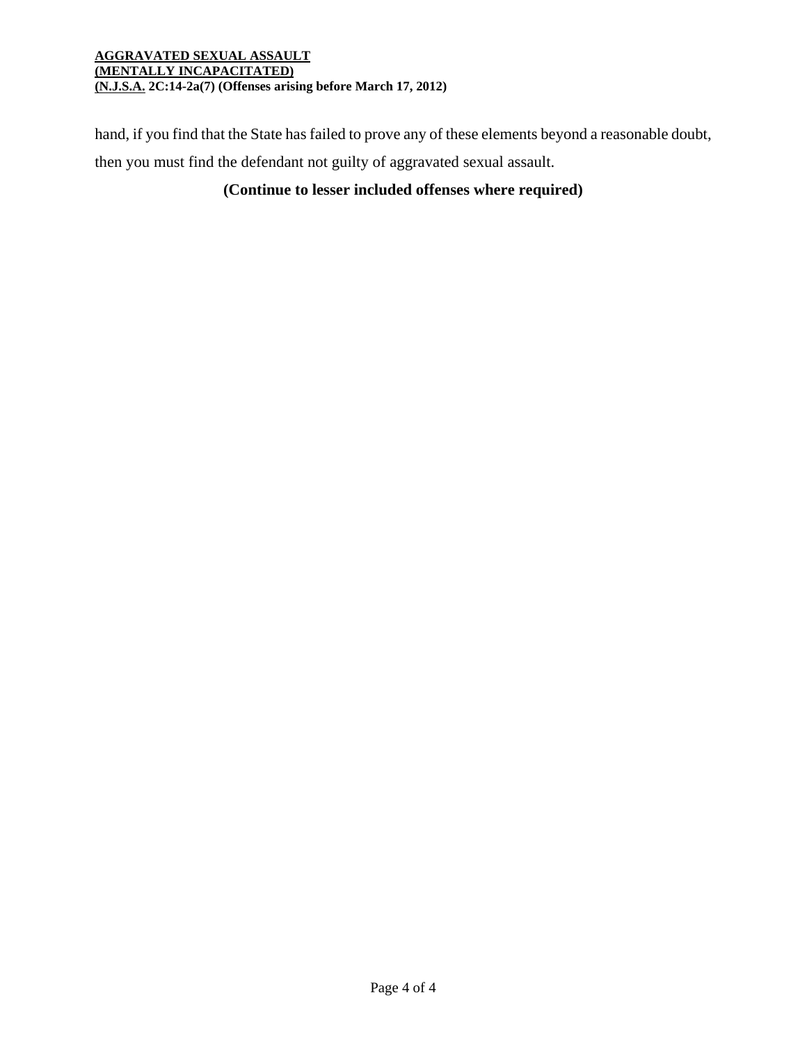hand, if you find that the State has failed to prove any of these elements beyond a reasonable doubt, then you must find the defendant not guilty of aggravated sexual assault.

**(Continue to lesser included offenses where required)**